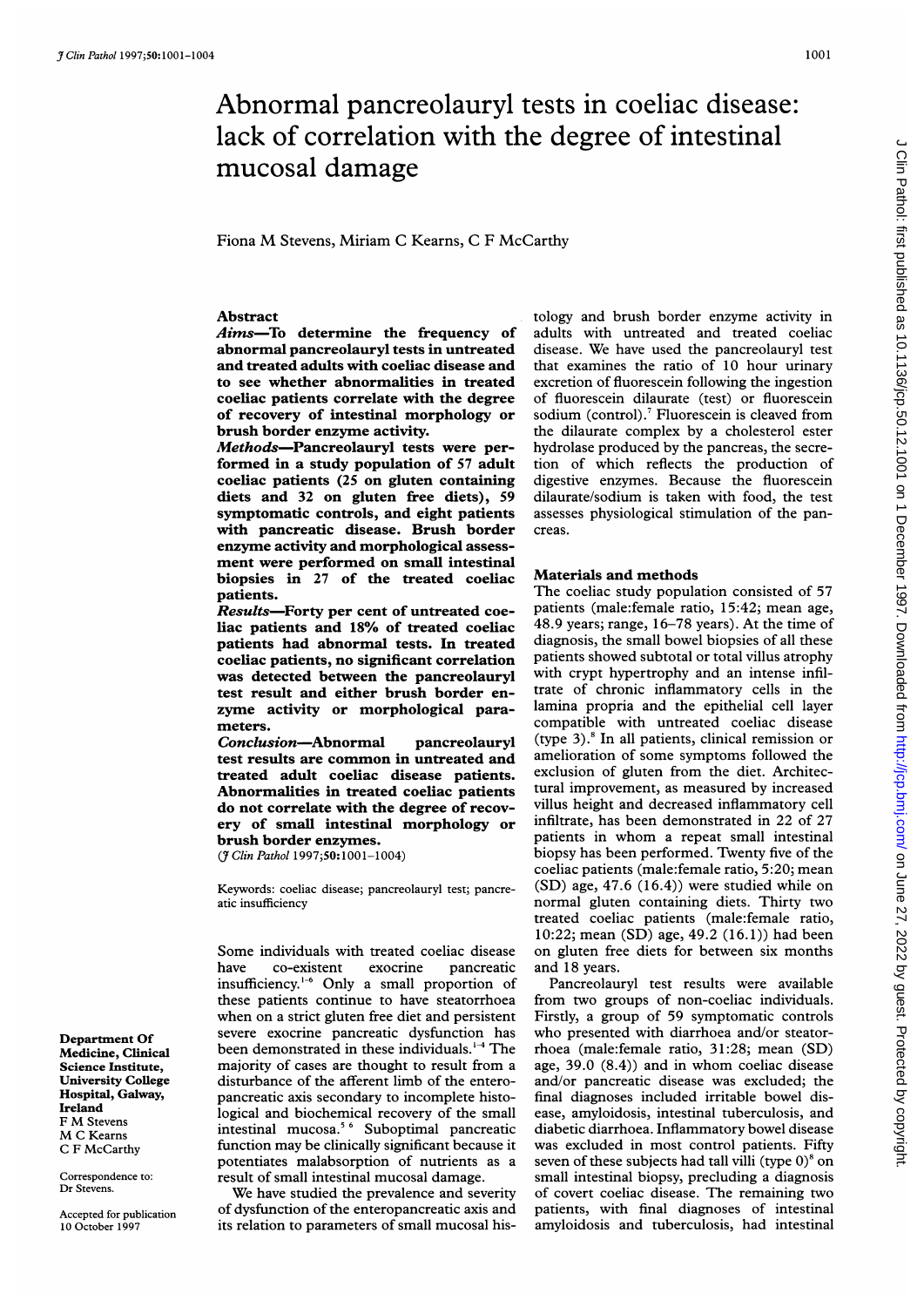# Abnormal pancreolauryl tests in coeliac disease: lack of correlation with the degree of intestinal mucosal damage

Fiona M Stevens, Miriam C Kearns, C F McCarthy

## Abstract

**Aims—To determine the frequency of abnormal pancreolauryl tests in untreated and treated adults with coeliac disease and to see whether abnormalities in treated coeliac patients correlate with the degree of recovery of intestinal morphology or brush border enzyme activity.**

**Methods—Pancreolauryl tests were performed in a study population of 57 adult coeliac patients (25 on gluten containing diets and 32 on gluten free diets), 59 symptomatic controls, and eight patients with pancreatic disease. Brush border enzyme activity and morphological assessment were performed on small intestinal biopsies in 27 of the treated coeliac patients.**

**Results—Forty per cent of untreated coeliac patients and 18% of treated coeliac patients had abnormal tests. In treated coeliac patients, no significant correlation was detected between the pancreolauryl test result and either brush border enzyme activity or morphological parameters.**

**Conclusion—Abnormal pancreolauryl test results are common in untreated and treated adult coeliac disease patients. Abnormalities in treated coeliac patients do not correlate with the degree of recovery of small intestinal morphology or brush border enzymes.**

(*J Clin Pathol* 1997;**50**:1001–1004)

Keywords: coeliac disease; pancreolauryl test; pancreatic insufficiency

Department Of Medicine, Clinical Science Institute, University College Hospital, Galway, Ireland
F M Stevens
M C Kearns
C F McCarthy

Correspondence to: Dr Stevens.

Accepted for publication 10 October 1997

Some individuals with treated coeliac disease have co-existent exocrine pancreatic insufficiency.[1–6] Only a small proportion of these patients continue to have steatorrhoea when on a strict gluten free diet and persistent severe exocrine pancreatic dysfunction has been demonstrated in these individuals.[1–4] The majority of cases are thought to result from a disturbance of the afferent limb of the enteropancreatic axis secondary to incomplete histological and biochemical recovery of the small intestinal mucosa.[5 6] Suboptimal pancreatic function may be clinically significant because it potentiates malabsorption of nutrients as a result of small intestinal mucosal damage.

We have studied the prevalence and severity of dysfunction of the enteropancreatic axis and its relation to parameters of small mucosal histology and brush border enzyme activity in adults with untreated and treated coeliac disease. We have used the pancreolauryl test that examines the ratio of 10 hour urinary excretion of fluorescein following the ingestion of fluorescein dilaurate (test) or fluorescein sodium (control).[7] Fluorescein is cleaved from the dilaurate complex by a cholesterol ester hydrolase produced by the pancreas, the secretion of which reflects the production of digestive enzymes. Because the fluorescein dilaurate/sodium is taken with food, the test assesses physiological stimulation of the pancreas.

## Materials and methods

The coeliac study population consisted of 57 patients (male:female ratio, 15:42; mean age, 48.9 years; range, 16–78 years). At the time of diagnosis, the small bowel biopsies of all these patients showed subtotal or total villus atrophy with crypt hypertrophy and an intense infiltrate of chronic inflammatory cells in the lamina propria and the epithelial cell layer compatible with untreated coeliac disease (type 3).[8] In all patients, clinical remission or amelioration of some symptoms followed the exclusion of gluten from the diet. Architectural improvement, as measured by increased villus height and decreased inflammatory cell infiltrate, has been demonstrated in 22 of 27 patients in whom a repeat small intestinal biopsy has been performed. Twenty five of the coeliac patients (male:female ratio, 5:20; mean (SD) age, 47.6 (16.4)) were studied while on normal gluten containing diets. Thirty two treated coeliac patients (male:female ratio, 10:22; mean (SD) age, 49.2 (16.1)) had been on gluten free diets for between six months and 18 years.

Pancreolauryl test results were available from two groups of non-coeliac individuals. Firstly, a group of 59 symptomatic controls who presented with diarrhoea and/or steatorrhoea (male:female ratio, 31:28; mean (SD) age, 39.0 (8.4)) and in whom coeliac disease and/or pancreatic disease was excluded; the final diagnoses included irritable bowel disease, amyloidosis, intestinal tuberculosis, and diabetic diarrhoea. Inflammatory bowel disease was excluded in most control patients. Fifty seven of these subjects had tall villi (type 0)[8] on small intestinal biopsy, precluding a diagnosis of covert coeliac disease. The remaining two patients, with final diagnoses of intestinal amyloidosis and tuberculosis, had intestinal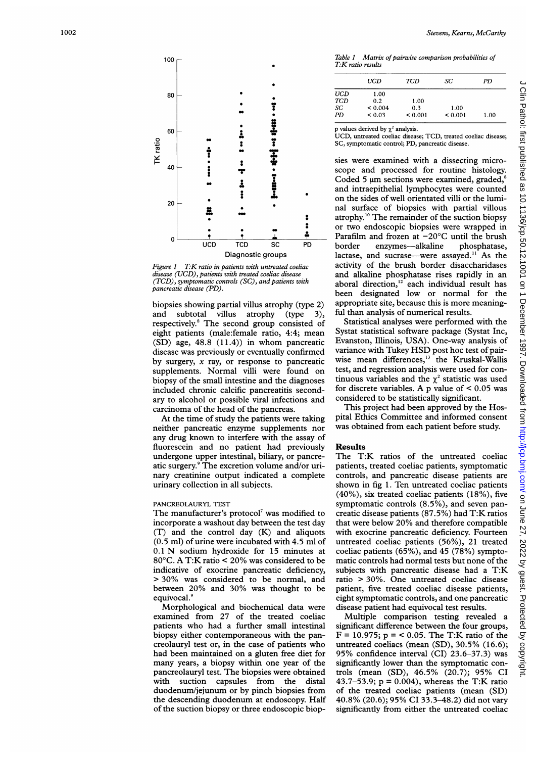Figure 1 T:K ratio in patients with untreated coeliac disease (UCD), patients with treated coeliac disease (TCD), symptomatic controls (SC), and patients with pancreatic disease (PD).

biopsies showing partial villus atrophy (type 2) and subtotal villus atrophy (type 3), respectively.[8] The second group consisted of eight patients (male:female ratio, 4:4; mean (SD) age, 48.8 (11.4)) in whom pancreatic disease was previously or eventually confirmed by surgery, x ray, or response to pancreatic supplements. Normal villi were found on biopsy of the small intestine and the diagnoses included chronic calcific pancreatitis secondary to alcohol or possible viral infections and carcinoma of the head of the pancreas.

At the time of study the patients were taking neither pancreatic enzyme supplements nor any drug known to interfere with the assay of fluorescein and no patient had previously undergone upper intestinal, biliary, or pancreatic surgery.[9] The excretion volume and/or urinary creatinine output indicated a complete urinary collection in all subjects.

## PANCREOLAURYL TEST

The manufacturer's protocol[7] was modified to incorporate a washout day between the test day (T) and the control day (K) and aliquots (0.5 ml) of urine were incubated with 4.5 ml of 0.1 N sodium hydroxide for 15 minutes at 80°C. A T:K ratio < 20% was considered to be indicative of exocrine pancreatic deficiency, > 30% was considered to be normal, and between 20% and 30% was thought to be equivocal.[9]

Morphological and biochemical data were examined from 27 of the treated coeliac patients who had a further small intestinal biopsy either contemporaneous with the pancreolauryl test or, in the case of patients who had been maintained on a gluten free diet for many years, a biopsy within one year of the pancreolauryl test. The biopsies were obtained with suction capsules from the distal duodenum/jejunum or by pinch biopsies from the descending duodenum at endoscopy. Half of the suction biopsy or three endoscopic biopsies were examined with a dissecting microscope and processed for routine histology. Coded 5 µm sections were examined, graded,[8] and intraepithelial lymphocytes were counted on the sides of well orientated villi or the luminal surface of biopsies with partial villous atrophy.[10] The remainder of the suction biopsy or two endoscopic biopsies were wrapped in Parafilm and frozen at −20°C until the brush border enzymes—alkaline phosphatase, lactase, and sucrase—were assayed.[11] As the activity of the brush border disaccharidases and alkaline phosphatase rises rapidly in an aboral direction,[12] each individual result has been designated low or normal for the appropriate site, because this is more meaningful than analysis of numerical results.

Table 1 Matrix of pairwise comparison probabilities of T:K ratio results

| | UCD | TCD | SC | PD |
|---|---|---|---|---|
| UCD | 1.00 | | | |
| TCD | 0.2 | 1.00 | | |
| SC | < 0.004 | 0.3 | 1.00 | |
| PD | < 0.03 | < 0.001 | < 0.001 | 1.00 |

p values derived by $\chi^2$ analysis.
UCD, untreated coeliac disease; TCD, treated coeliac disease; SC, symptomatic control; PD, pancreatic disease.

Statistical analyses were performed with the Systat statistical software package (Systat Inc, Evanston, Illinois, USA). One-way analysis of variance with Tukey HSD post hoc test of pairwise mean differences,[13] the Kruskal-Wallis test, and regression analysis were used for continuous variables and the $\chi^2$ statistic was used for discrete variables. A p value of < 0.05 was considered to be statistically significant.

This project had been approved by the Hospital Ethics Committee and informed consent was obtained from each patient before study.

## Results

The T:K ratios of the untreated coeliac patients, treated coeliac patients, symptomatic controls, and pancreatic disease patients are shown in fig 1. Ten untreated coeliac patients (40%), six treated coeliac patients (18%), five symptomatic controls (8.5%), and seven pancreatic disease patients (87.5%) had T:K ratios that were below 20% and therefore compatible with exocrine pancreatic deficiency. Fourteen untreated coeliac patients (56%), 21 treated coeliac patients (65%), and 45 (78%) symptomatic controls had normal tests but none of the subjects with pancreatic disease had a T:K ratio > 30%. One untreated coeliac disease patient, five treated coeliac disease patients, eight symptomatic controls, and one pancreatic disease patient had equivocal test results.

Multiple comparison testing revealed a significant difference between the four groups, $F = 10.975$; $p = < 0.05$. The T:K ratio of the untreated coeliacs (mean (SD), 30.5% (16.6); 95% confidence interval (CI) 23.6–37.3) was significantly lower than the symptomatic controls (mean (SD), 46.5% (20.7); 95% CI 43.7–53.9; $p = 0.004$), whereas the T:K ratio of the treated coeliac patients (mean (SD) 40.8% (20.6); 95% CI 33.3–48.2) did not vary significantly from either the untreated coeliac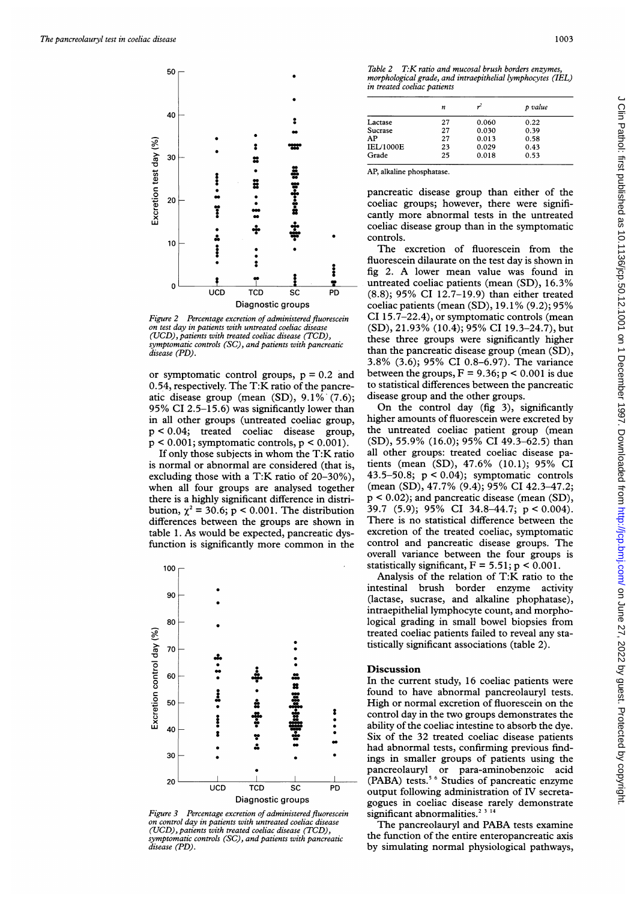Figure 2 Percentage excretion of administered fluorescein on test day in patients with untreated coeliac disease (UCD), patients with treated coeliac disease (TCD), symptomatic controls (SC), and patients with pancreatic disease (PD).

or symptomatic control groups, p = 0.2 and 0.54, respectively. The T:K ratio of the pancreatic disease group (mean (SD), 9.1% (7.6); 95% CI 2.5–15.6) was significantly lower than in all other groups (untreated coeliac group, $p < 0.04$; treated coeliac disease group, $p < 0.001$; symptomatic controls, $p < 0.001$).

If only those subjects in whom the T:K ratio is normal or abnormal are considered (that is, excluding those with a T:K ratio of 20–30%), when all four groups are analysed together there is a highly significant difference in distribution, $\chi^2 = 30.6$; $p < 0.001$. The distribution differences between the groups are shown in table 1. As would be expected, pancreatic dysfunction is significantly more common in the pancreatic disease group than either of the coeliac groups; however, there were significantly more abnormal tests in the untreated coeliac disease group than in the symptomatic controls.

The excretion of fluorescein from the fluorescein dilaurate on the test day is shown in fig 2. A lower mean value was found in untreated coeliac patients (mean (SD), 16.3% (8.8); 95% CI 12.7–19.9) than either treated coeliac patients (mean (SD), 19.1% (9.2); 95% CI 15.7–22.4), or symptomatic controls (mean (SD), 21.93% (10.4); 95% CI 19.3–24.7), but these three groups were significantly higher than the pancreatic disease group (mean (SD), 3.8% (3.6); 95% CI 0.8–6.97). The variance between the groups, F = 9.36; $p < 0.001$ is due to statistical differences between the pancreatic disease group and the other groups.

On the control day (fig 3), significantly higher amounts of fluorescein were excreted by the untreated coeliac patient group (mean (SD), 55.9% (16.0); 95% CI 49.3–62.5) than all other groups: treated coeliac disease patients (mean (SD), 47.6% (10.1); 95% CI 43.5–50.8; $p < 0.04$); symptomatic controls (mean (SD), 47.7% (9.4); 95% CI 42.3–47.2; $p < 0.02$); and pancreatic disease (mean (SD), 39.7 (5.9); 95% CI 34.8–44.7; $p < 0.004$). There is no statistical difference between the excretion of the treated coeliac, symptomatic control and pancreatic disease groups. The overall variance between the four groups is statistically significant, F = 5.51; $p < 0.001$.

Analysis of the relation of T:K ratio to the intestinal brush border enzyme activity (lactase, sucrase, and alkaline phophatase), intraepithelial lymphocyte count, and morphological grading in small bowel biopsies from treated coeliac patients failed to reveal any statistically significant associations (table 2).

Figure 3 Percentage excretion of administered fluorescein on control day in patients with untreated coeliac disease (UCD), patients with treated coeliac disease (TCD), symptomatic controls (SC), and patients with pancreatic disease (PD).

*Table 2 T:K ratio and mucosal brush borders enzymes, morphological grade, and intraepithelial lymphocytes (IEL) in treated coeliac patients*

| | n | $r^2$ | p value |
|---|---|---|---|
| Lactase | 27 | 0.060 | 0.22 |
| Sucrase | 27 | 0.030 | 0.39 |
| AP | 27 | 0.013 | 0.58 |
| IEL/1000E | 23 | 0.029 | 0.43 |
| Grade | 25 | 0.018 | 0.53 |

AP, alkaline phosphatase.

## Discussion

In the current study, 16 coeliac patients were found to have abnormal pancreolauryl tests. High or normal excretion of fluorescein on the control day in the two groups demonstrates the ability of the coeliac intestine to absorb the dye. Six of the 32 treated coeliac disease patients had abnormal tests, confirming previous findings in smaller groups of patients using the pancreolauryl or para-aminobenzoic acid (PABA) tests.[5,6] Studies of pancreatic enzyme output following administration of IV secretagogues in coeliac disease rarely demonstrate significant abnormalities.[2,3,14]

The pancreolauryl and PABA tests examine the function of the entire enteropancreatic axis by simulating normal physiological pathways,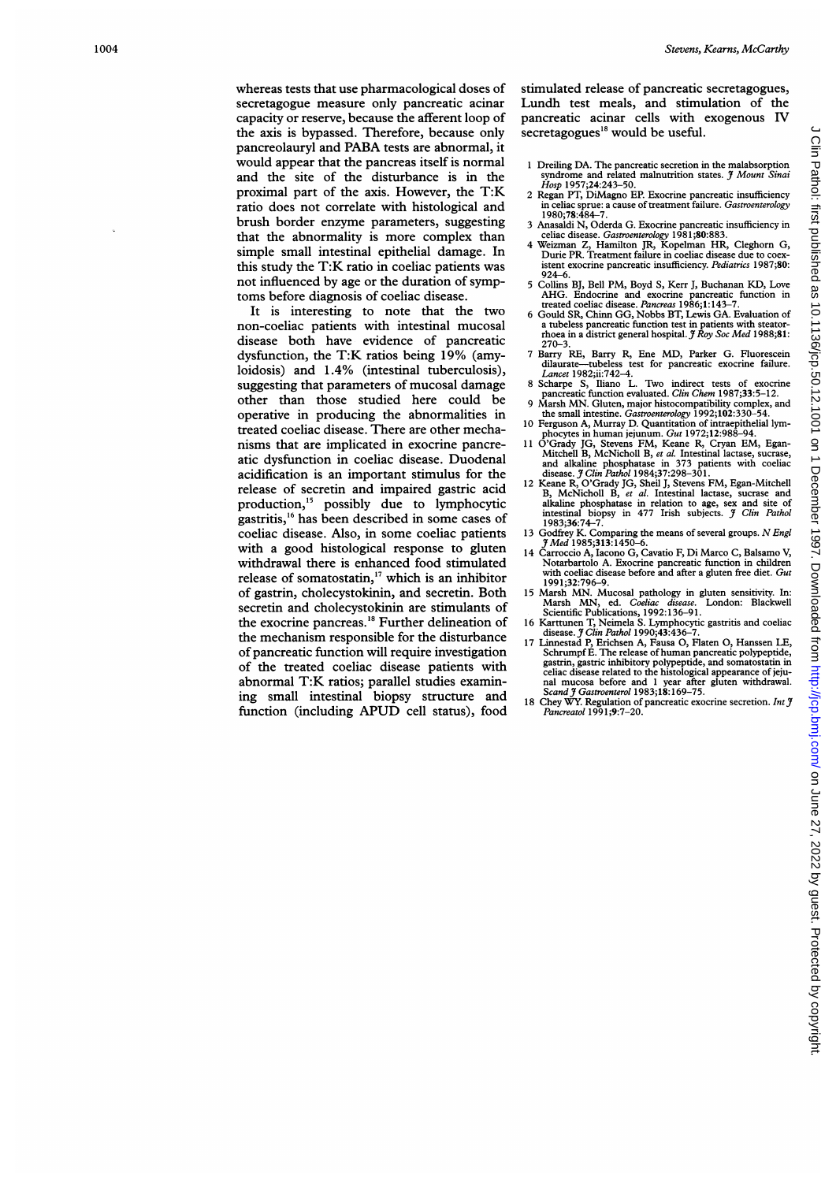whereas tests that use pharmacological doses of secretagogue measure only pancreatic acinar capacity or reserve, because the afferent loop of the axis is bypassed. Therefore, because only pancreolauryl and PABA tests are abnormal, it would appear that the pancreas itself is normal and the site of the disturbance is in the proximal part of the axis. However, the T:K ratio does not correlate with histological and brush border enzyme parameters, suggesting that the abnormality is more complex than simple small intestinal epithelial damage. In this study the T:K ratio in coeliac patients was not influenced by age or the duration of symptoms before diagnosis of coeliac disease.

It is interesting to note that the two non-coeliac patients with intestinal mucosal disease both have evidence of pancreatic dysfunction, the T:K ratios being 19% (amyloidosis) and 1.4% (intestinal tuberculosis), suggesting that parameters of mucosal damage other than those studied here could be operative in producing the abnormalities in treated coeliac disease. There are other mechanisms that are implicated in exocrine pancreatic dysfunction in coeliac disease. Duodenal acidification is an important stimulus for the release of secretin and impaired gastric acid production,[15] possibly due to lymphocytic gastritis,[16] has been described in some cases of coeliac disease. Also, in some coeliac patients with a good histological response to gluten withdrawal there is enhanced food stimulated release of somatostatin,[17] which is an inhibitor of gastrin, cholecystokinin, and secretin. Both secretin and cholecystokinin are stimulants of the exocrine pancreas.[18] Further delineation of the mechanism responsible for the disturbance of pancreatic function will require investigation of the treated coeliac disease patients with abnormal T:K ratios; parallel studies examining small intestinal biopsy structure and function (including APUD cell status), food stimulated release of pancreatic secretagogues, Lundh test meals, and stimulation of the pancreatic acinar cells with exogenous IV secretagogues[18] would be useful.

1. Dreiling DA. The pancreatic secretion in the malabsorption syndrome and related malnutrition states. *J Mount Sinai Hosp* 1957;**24**:243–50.
2. Regan PT, DiMagno EP. Exocrine pancreatic insufficiency in celiac sprue: a cause of treatment failure. *Gastroenterology* 1980;**78**:484–7.
3. Anasaldi N, Oderda G. Exocrine pancreatic insufficiency in celiac disease. *Gastroenterology* 1981;**80**:883.
4. Weizman Z, Hamilton JR, Kopelman HR, Cleghorn G, Durie PR. Treatment failure in coeliac disease due to coexistent exocrine pancreatic insufficiency. *Pediatrics* 1987;**80**: 924–6.
5. Collins BJ, Bell PM, Boyd S, Kerr J, Buchanan KD, Love AHG. Endocrine and exocrine pancreatic function in treated coeliac disease. *Pancreas* 1986;**1**:143–7.
6. Gould SR, Chinn GG, Nobbs BT, Lewis GA. Evaluation of a tubeless pancreatic function test in patients with steatorrhoea in a district general hospital. *J Roy Soc Med* 1988;**81**: 270–3.
7. Barry RE, Barry R, Ene MD, Parker G. Fluorescein dilaurate—tubeless test for pancreatic exocrine failure. *Lancet* 1982;**ii**:742–4.
8. Scharpe S, Iliano L. Two indirect tests of exocrine pancreatic function evaluated. *Clin Chem* 1987;**33**:5–12.
9. Marsh MN. Gluten, major histocompatibility complex, and the small intestine. *Gastroenterology* 1992;**102**:330–54.
10. Ferguson A, Murray D. Quantitation of intraepithelial lymphocytes in human jejunum. *Gut* 1972;**12**:988–94.
11. O'Grady JG, Stevens FM, Keane R, Cryan EM, Egan-Mitchell B, McNicholl B, *et al*. Intestinal lactase, sucrase, and alkaline phosphatase in 373 patients with coeliac disease. *J Clin Pathol* 1984;**37**:298–301.
12. Keane R, O'Grady JG, Sheil J, Stevens FM, Egan-Mitchell B, McNicholl B, *et al*. Intestinal lactase, sucrase and alkaline phosphatase in relation to age, sex and site of intestinal biopsy in 477 Irish subjects. *J Clin Pathol* 1983;**36**:74–7.
13. Godfrey K. Comparing the means of several groups. *N Engl J Med* 1985;**313**:1450–6.
14. Carroccio A, Iacono G, Cavatio F, Di Marco C, Balsamo V, Notarbartolo A. Exocrine pancreatic function in children with coeliac disease before and after a gluten free diet. *Gut* 1991;**32**:796–9.
15. Marsh MN. Mucosal pathology in gluten sensitivity. In: Marsh MN, ed. *Coeliac disease*. London: Blackwell Scientific Publications, 1992:136–91.
16. Karttunen T, Neimela S. Lymphocytic gastritis and coeliac disease. *J Clin Pathol* 1990;**43**:436–7.
17. Linnestad P, Erichsen A, Fausa O, Flaten O, Hanssen LE, Schrumpf E. The release of human pancreatic polypeptide, gastrin, gastric inhibitory polypeptide, and somatostatin in celiac disease related to the histological appearance of jejunal mucosa before and 1 year after gluten withdrawal. *Scand J Gastroenterol* 1983;**18**:169–75.
18. Chey WY. Regulation of pancreatic exocrine secretion. *Int J Pancreatol* 1991;**9**:7–20.